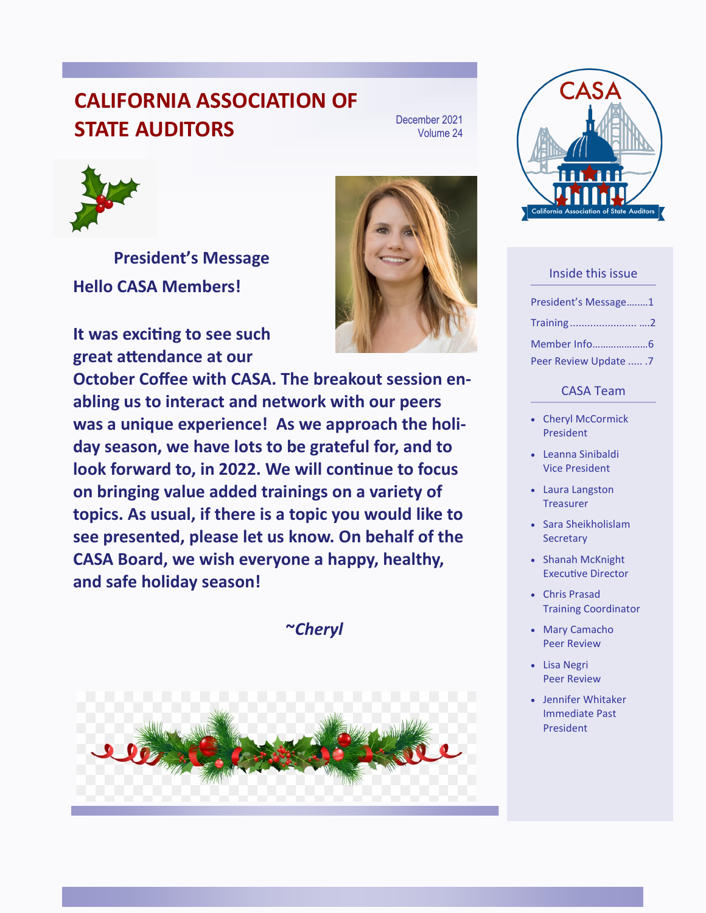# CALIFORNIA ASSOCIATION OF STATE AUDITORS

December 2021
Volume 24

## President's Message

**Hello CASA Members!**

**It was exciting to see such great attendance at our October Coffee with CASA. The breakout session enabling us to interact and network with our peers was a unique experience! As we approach the holiday season, we have lots to be grateful for, and to look forward to, in 2022. We will continue to focus on bringing value added trainings on a variety of topics. As usual, if there is a topic you would like to see presented, please let us know. On behalf of the CASA Board, we wish everyone a happy, healthy, and safe holiday season!**

***~Cheryl***

### Inside this issue

- President's Message........1
- Training ...................... ....2
- Member Info.....................6
- Peer Review Update ..... .7

### CASA Team

- Cheryl McCormick
  President
- Leanna Sinibaldi
  Vice President
- Laura Langston
  Treasurer
- Sara Sheikholislam
  Secretary
- Shanah McKnight
  Executive Director
- Chris Prasad
  Training Coordinator
- Mary Camacho
  Peer Review
- Lisa Negri
  Peer Review
- Jennifer Whitaker
  Immediate Past President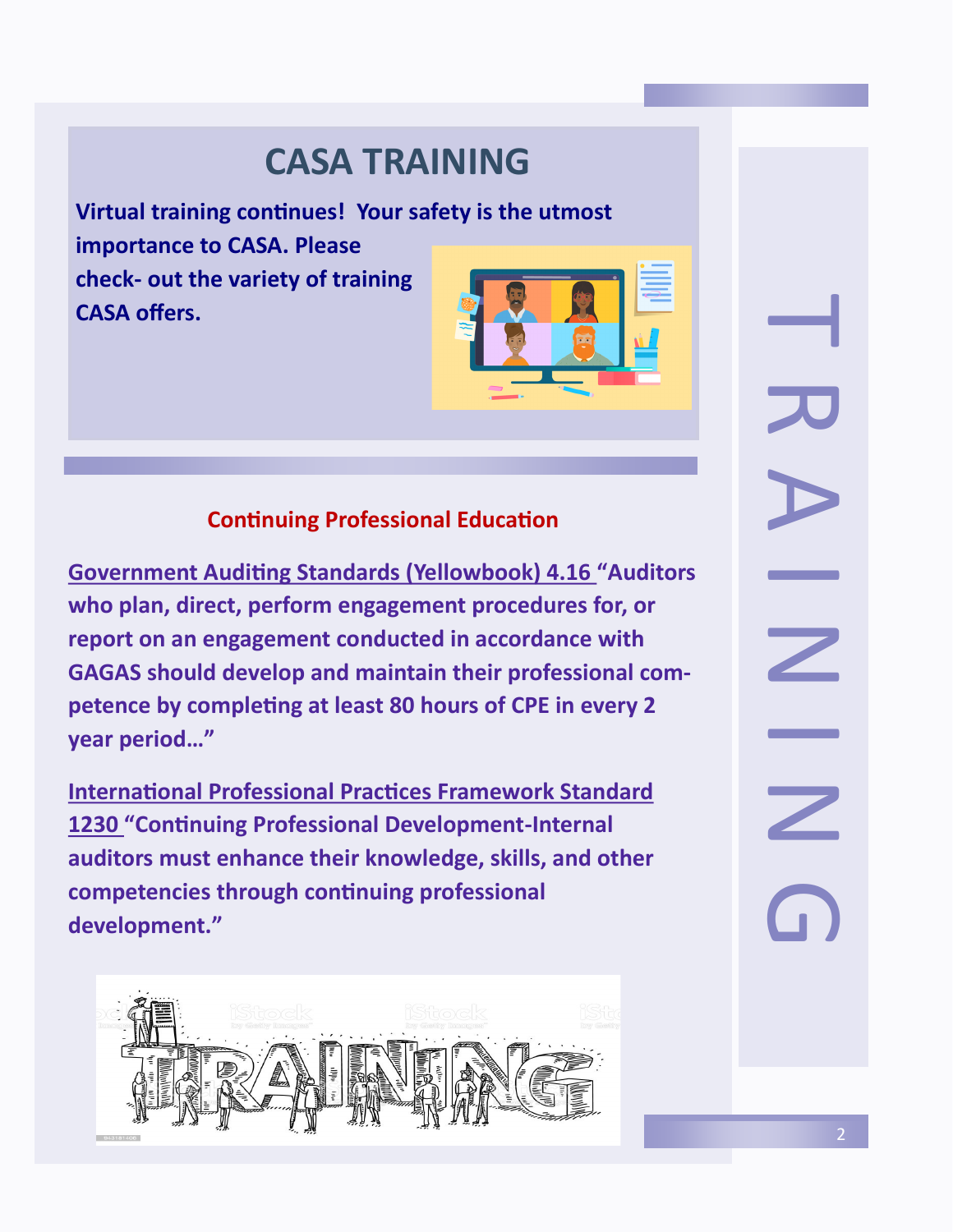# CASA TRAINING

**Virtual training continues! Your safety is the utmost importance to CASA. Please check- out the variety of training CASA offers.**

## Continuing Professional Education

**Government Auditing Standards (Yellowbook) 4.16 "Auditors who plan, direct, perform engagement procedures for, or report on an engagement conducted in accordance with GAGAS should develop and maintain their professional competence by completing at least 80 hours of CPE in every 2 year period…"**

**International Professional Practices Framework Standard 1230 "Continuing Professional Development-Internal auditors must enhance their knowledge, skills, and other competencies through continuing professional development."**

TRAINING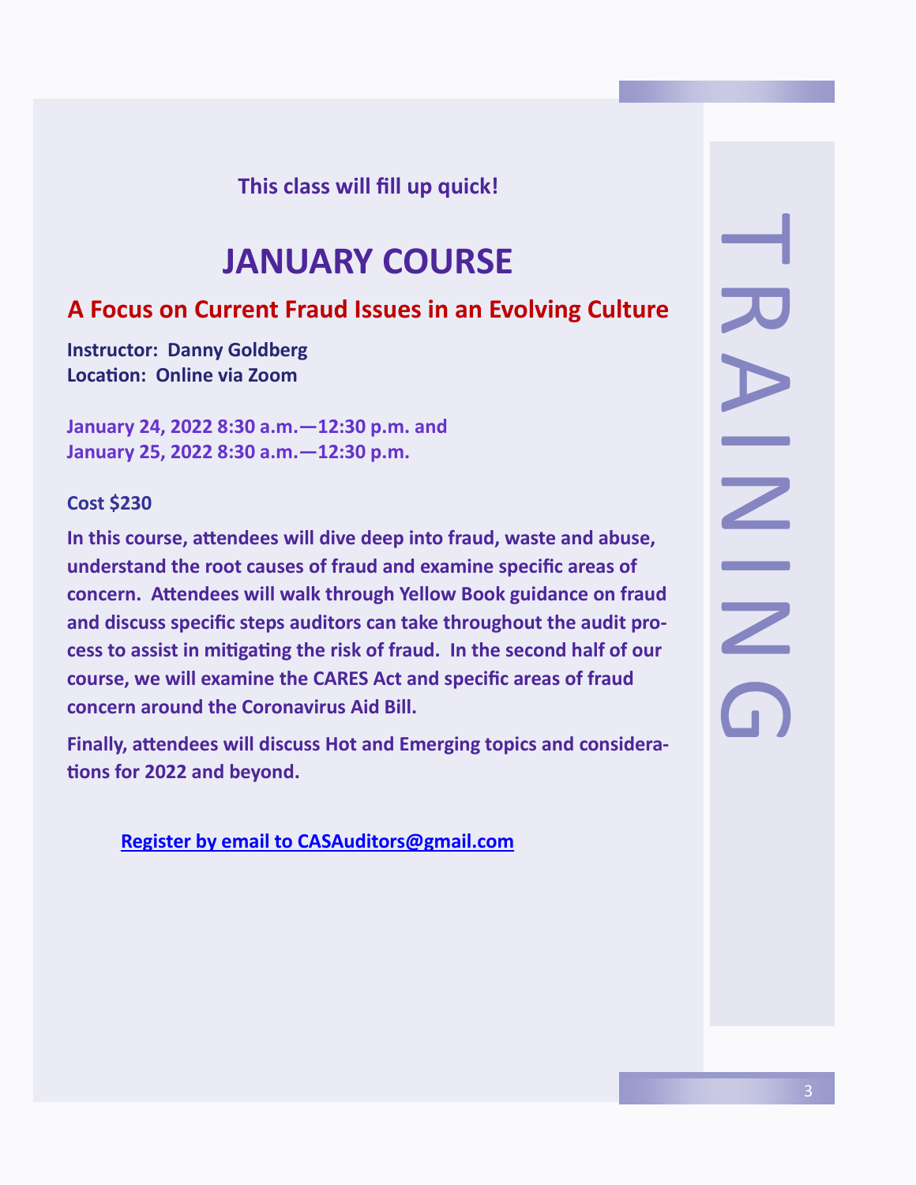**This class will fill up quick!**

# JANUARY COURSE

## A Focus on Current Fraud Issues in an Evolving Culture

**Instructor: Danny Goldberg**
**Location: Online via Zoom**

**January 24, 2022 8:30 a.m.—12:30 p.m. and**
**January 25, 2022 8:30 a.m.—12:30 p.m.**

**Cost $230**

**In this course, attendees will dive deep into fraud, waste and abuse, understand the root causes of fraud and examine specific areas of concern. Attendees will walk through Yellow Book guidance on fraud and discuss specific steps auditors can take throughout the audit process to assist in mitigating the risk of fraud. In the second half of our course, we will examine the CARES Act and specific areas of fraud concern around the Coronavirus Aid Bill.**

**Finally, attendees will discuss Hot and Emerging topics and considerations for 2022 and beyond.**

**Register by email to CASAuditors@gmail.com**

TRAINING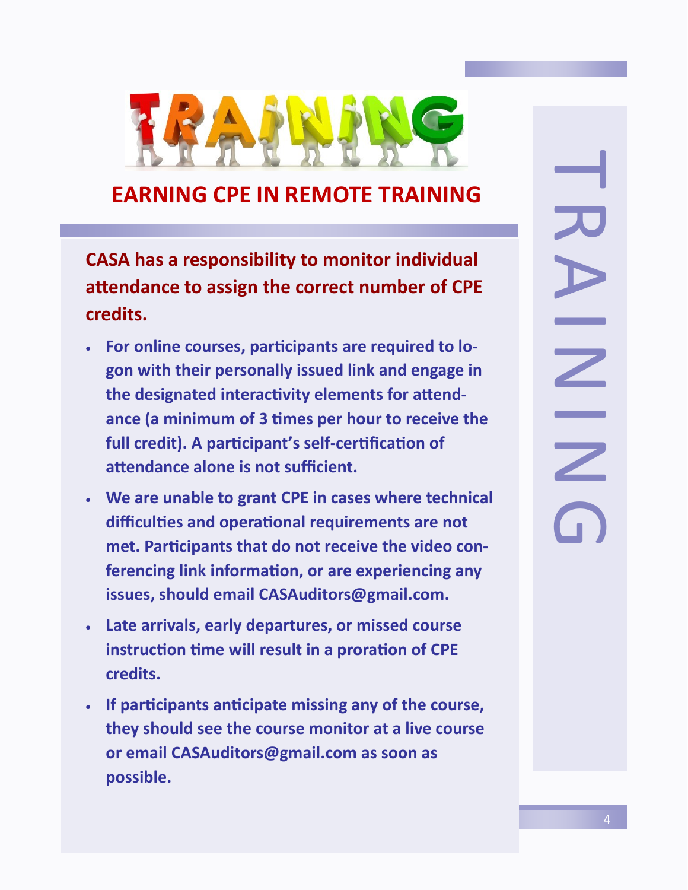## EARNING CPE IN REMOTE TRAINING

**CASA has a responsibility to monitor individual attendance to assign the correct number of CPE credits.**

- **For online courses, participants are required to logon with their personally issued link and engage in the designated interactivity elements for attendance (a minimum of 3 times per hour to receive the full credit). A participant's self-certification of attendance alone is not sufficient.**
- **We are unable to grant CPE in cases where technical difficulties and operational requirements are not met. Participants that do not receive the video conferencing link information, or are experiencing any issues, should email CASAuditors@gmail.com.**
- **Late arrivals, early departures, or missed course instruction time will result in a proration of CPE credits.**
- **If participants anticipate missing any of the course, they should see the course monitor at a live course or email CASAuditors@gmail.com as soon as possible.**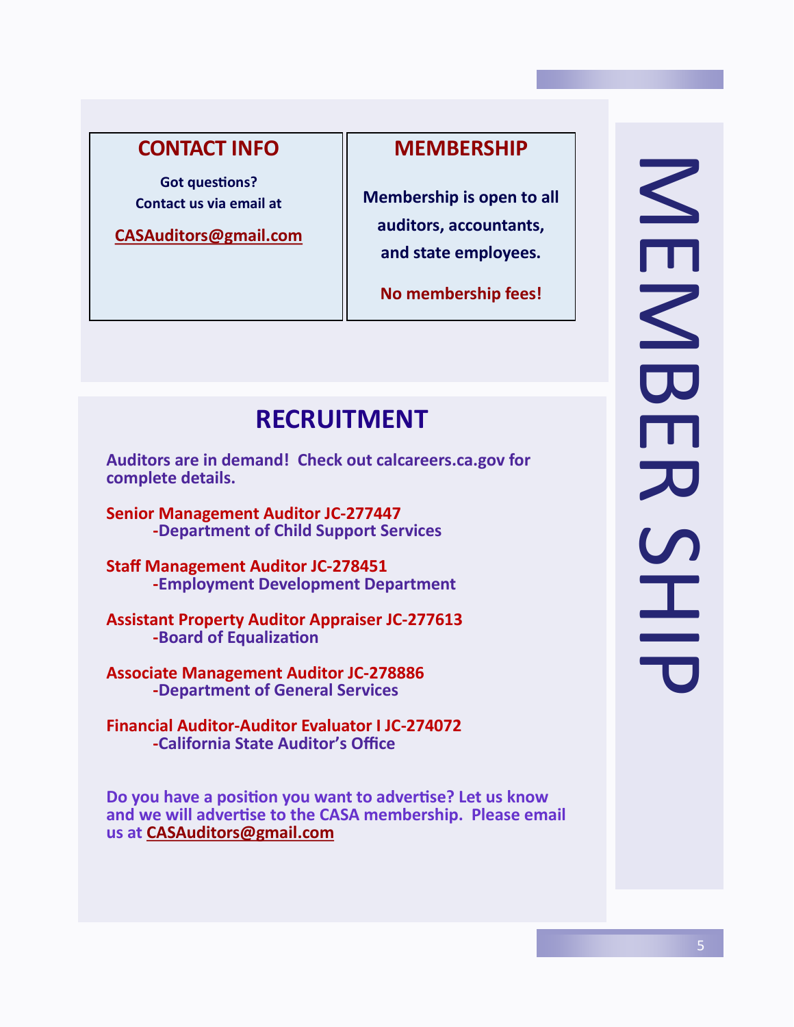# MEMBER SHIP

## CONTACT INFO

**Got questions?**
**Contact us via email at**

**CASAuditors@gmail.com**

## MEMBERSHIP

**Membership is open to all auditors, accountants, and state employees.**

**No membership fees!**

## RECRUITMENT

**Auditors are in demand! Check out calcareers.ca.gov for complete details.**

**Senior Management Auditor JC-277447**
**-Department of Child Support Services**

**Staff Management Auditor JC-278451**
**-Employment Development Department**

**Assistant Property Auditor Appraiser JC-277613**
**-Board of Equalization**

**Associate Management Auditor JC-278886**
**-Department of General Services**

**Financial Auditor-Auditor Evaluator I JC-274072**
**-California State Auditor's Office**

**Do you have a position you want to advertise? Let us know and we will advertise to the CASA membership. Please email us at CASAuditors@gmail.com**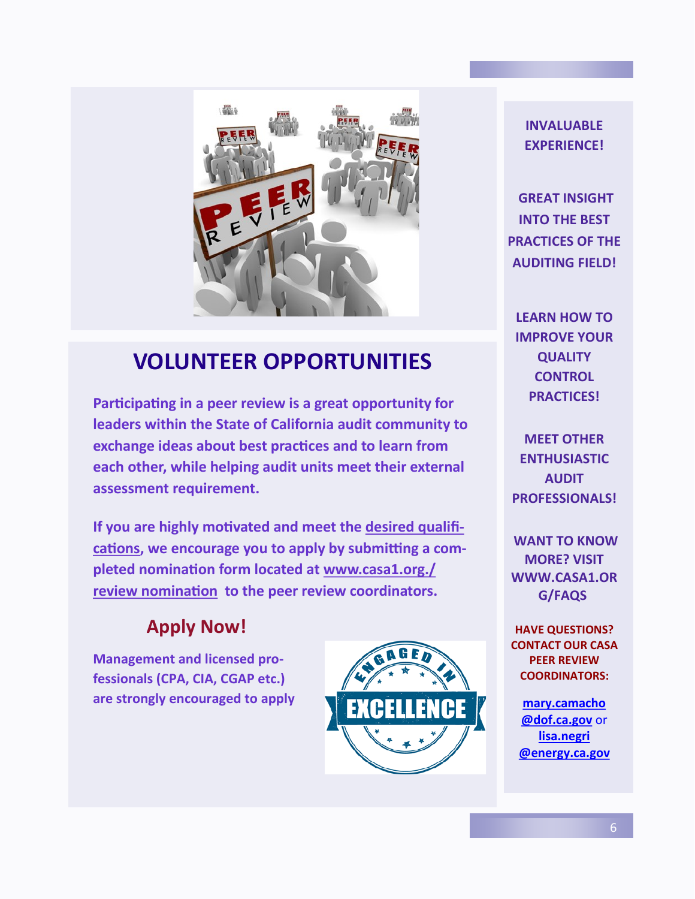## VOLUNTEER OPPORTUNITIES

**Participating in a peer review is a great opportunity for leaders within the State of California audit community to exchange ideas about best practices and to learn from each other, while helping audit units meet their external assessment requirement.**

**If you are highly motivated and meet the desired qualifications, we encourage you to apply by submitting a completed nomination form located at www.casa1.org./review nomination to the peer review coordinators.**

### Apply Now!

**Management and licensed professionals (CPA, CIA, CGAP etc.) are strongly encouraged to apply**

**INVALUABLE EXPERIENCE!**

**GREAT INSIGHT INTO THE BEST PRACTICES OF THE AUDITING FIELD!**

**LEARN HOW TO IMPROVE YOUR QUALITY CONTROL PRACTICES!**

**MEET OTHER ENTHUSIASTIC AUDIT PROFESSIONALS!**

**WANT TO KNOW MORE? VISIT WWW.CASA1.ORG/FAQS**

**HAVE QUESTIONS? CONTACT OUR CASA PEER REVIEW COORDINATORS:**

**mary.camacho@dof.ca.gov** or **lisa.negri@energy.ca.gov**